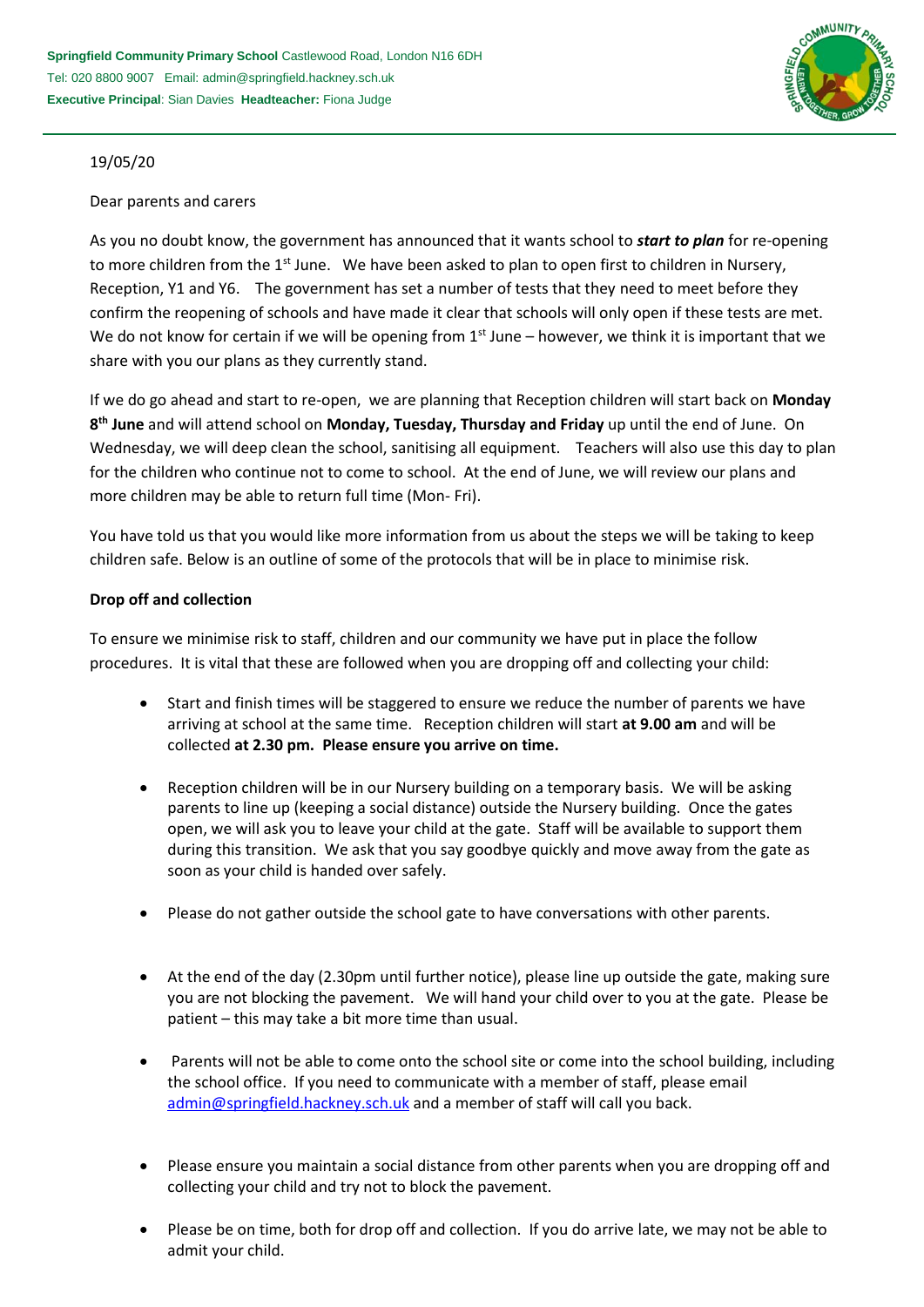**Springfield Community Primary School** Castlewood Road, London N16 6DH
Tel: 020 8800 9007 Email: admin@springfield.hackney.sch.uk
**Executive Principal**: Sian Davies **Headteacher:** Fiona Judge

19/05/20

Dear parents and carers

As you no doubt know, the government has announced that it wants school to ***start to plan*** for re-opening to more children from the 1st June. We have been asked to plan to open first to children in Nursery, Reception, Y1 and Y6. The government has set a number of tests that they need to meet before they confirm the reopening of schools and have made it clear that schools will only open if these tests are met. We do not know for certain if we will be opening from 1st June – however, we think it is important that we share with you our plans as they currently stand.

If we do go ahead and start to re-open, we are planning that Reception children will start back on **Monday 8th June** and will attend school on **Monday, Tuesday, Thursday and Friday** up until the end of June. On Wednesday, we will deep clean the school, sanitising all equipment. Teachers will also use this day to plan for the children who continue not to come to school. At the end of June, we will review our plans and more children may be able to return full time (Mon- Fri).

You have told us that you would like more information from us about the steps we will be taking to keep children safe. Below is an outline of some of the protocols that will be in place to minimise risk.

**Drop off and collection**

To ensure we minimise risk to staff, children and our community we have put in place the follow procedures. It is vital that these are followed when you are dropping off and collecting your child:

- Start and finish times will be staggered to ensure we reduce the number of parents we have arriving at school at the same time. Reception children will start **at 9.00 am** and will be collected **at 2.30 pm. Please ensure you arrive on time.**
- Reception children will be in our Nursery building on a temporary basis. We will be asking parents to line up (keeping a social distance) outside the Nursery building. Once the gates open, we will ask you to leave your child at the gate. Staff will be available to support them during this transition. We ask that you say goodbye quickly and move away from the gate as soon as your child is handed over safely.
- Please do not gather outside the school gate to have conversations with other parents.
- At the end of the day (2.30pm until further notice), please line up outside the gate, making sure you are not blocking the pavement. We will hand your child over to you at the gate. Please be patient – this may take a bit more time than usual.
- Parents will not be able to come onto the school site or come into the school building, including the school office. If you need to communicate with a member of staff, please email admin@springfield.hackney.sch.uk and a member of staff will call you back.
- Please ensure you maintain a social distance from other parents when you are dropping off and collecting your child and try not to block the pavement.
- Please be on time, both for drop off and collection. If you do arrive late, we may not be able to admit your child.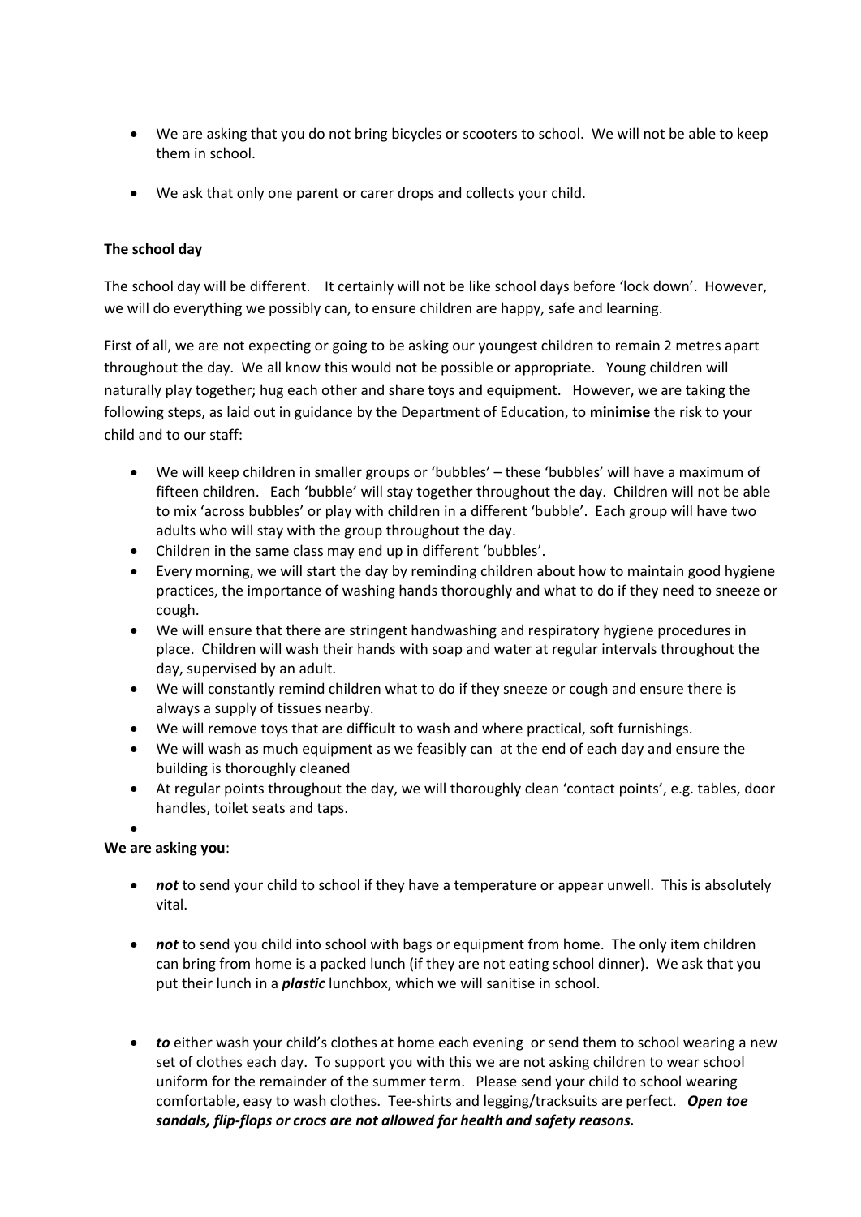- We are asking that you do not bring bicycles or scooters to school. We will not be able to keep them in school.

- We ask that only one parent or carer drops and collects your child.

**The school day**

The school day will be different. It certainly will not be like school days before 'lock down'. However, we will do everything we possibly can, to ensure children are happy, safe and learning.

First of all, we are not expecting or going to be asking our youngest children to remain 2 metres apart throughout the day. We all know this would not be possible or appropriate. Young children will naturally play together; hug each other and share toys and equipment. However, we are taking the following steps, as laid out in guidance by the Department of Education, to **minimise** the risk to your child and to our staff:

- We will keep children in smaller groups or 'bubbles' – these 'bubbles' will have a maximum of fifteen children. Each 'bubble' will stay together throughout the day. Children will not be able to mix 'across bubbles' or play with children in a different 'bubble'. Each group will have two adults who will stay with the group throughout the day.
- Children in the same class may end up in different 'bubbles'.
- Every morning, we will start the day by reminding children about how to maintain good hygiene practices, the importance of washing hands thoroughly and what to do if they need to sneeze or cough.
- We will ensure that there are stringent handwashing and respiratory hygiene procedures in place. Children will wash their hands with soap and water at regular intervals throughout the day, supervised by an adult.
- We will constantly remind children what to do if they sneeze or cough and ensure there is always a supply of tissues nearby.
- We will remove toys that are difficult to wash and where practical, soft furnishings.
- We will wash as much equipment as we feasibly can at the end of each day and ensure the building is thoroughly cleaned
- At regular points throughout the day, we will thoroughly clean 'contact points', e.g. tables, door handles, toilet seats and taps.

**We are asking you**:

- ***not*** to send your child to school if they have a temperature or appear unwell. This is absolutely vital.

- ***not*** to send you child into school with bags or equipment from home. The only item children can bring from home is a packed lunch (if they are not eating school dinner). We ask that you put their lunch in a ***plastic*** lunchbox, which we will sanitise in school.

- ***to*** either wash your child's clothes at home each evening or send them to school wearing a new set of clothes each day. To support you with this we are not asking children to wear school uniform for the remainder of the summer term. Please send your child to school wearing comfortable, easy to wash clothes. Tee-shirts and legging/tracksuits are perfect. ***Open toe sandals, flip-flops or crocs are not allowed for health and safety reasons.***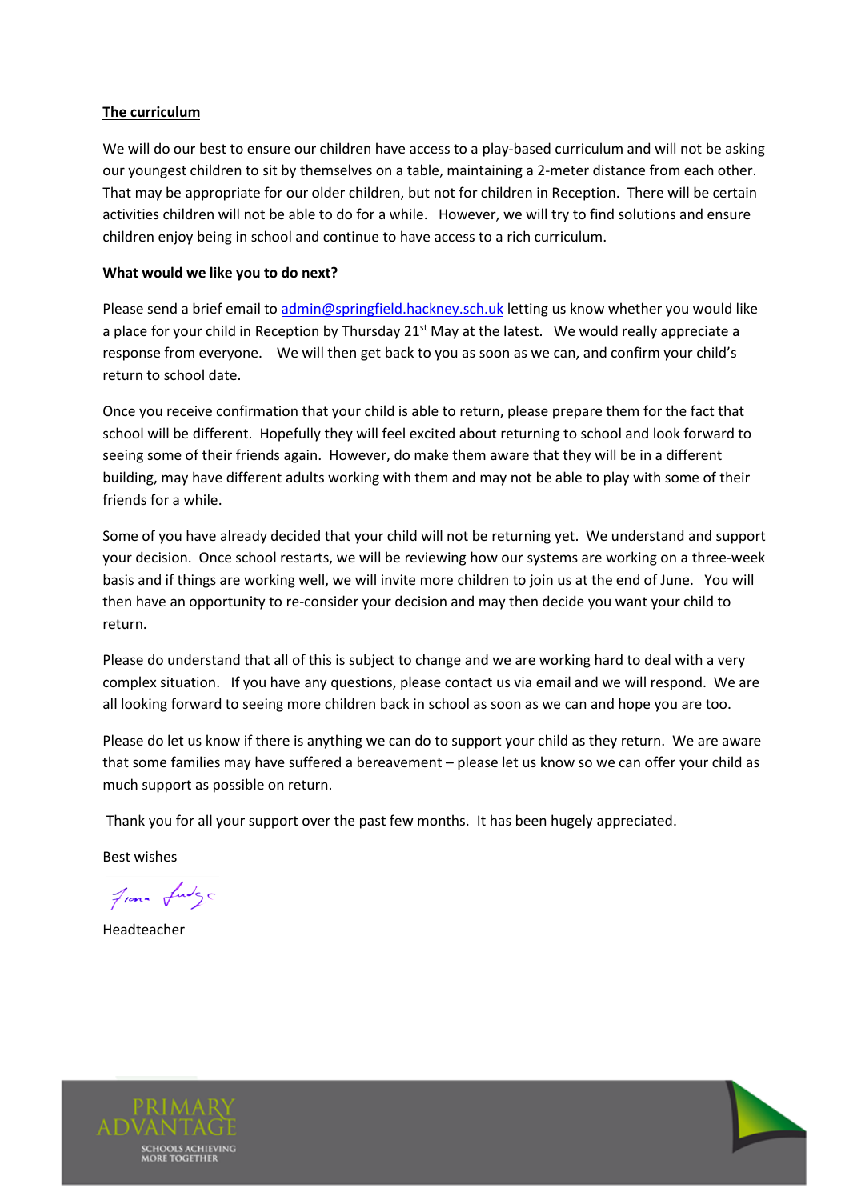**The curriculum**

We will do our best to ensure our children have access to a play-based curriculum and will not be asking our youngest children to sit by themselves on a table, maintaining a 2-meter distance from each other. That may be appropriate for our older children, but not for children in Reception. There will be certain activities children will not be able to do for a while. However, we will try to find solutions and ensure children enjoy being in school and continue to have access to a rich curriculum.

**What would we like you to do next?**

Please send a brief email to admin@springfield.hackney.sch.uk letting us know whether you would like a place for your child in Reception by Thursday 21st May at the latest. We would really appreciate a response from everyone. We will then get back to you as soon as we can, and confirm your child's return to school date.

Once you receive confirmation that your child is able to return, please prepare them for the fact that school will be different. Hopefully they will feel excited about returning to school and look forward to seeing some of their friends again. However, do make them aware that they will be in a different building, may have different adults working with them and may not be able to play with some of their friends for a while.

Some of you have already decided that your child will not be returning yet. We understand and support your decision. Once school restarts, we will be reviewing how our systems are working on a three-week basis and if things are working well, we will invite more children to join us at the end of June. You will then have an opportunity to re-consider your decision and may then decide you want your child to return.

Please do understand that all of this is subject to change and we are working hard to deal with a very complex situation. If you have any questions, please contact us via email and we will respond. We are all looking forward to seeing more children back in school as soon as we can and hope you are too.

Please do let us know if there is anything we can do to support your child as they return. We are aware that some families may have suffered a bereavement – please let us know so we can offer your child as much support as possible on return.

Thank you for all your support over the past few months. It has been hugely appreciated.

Best wishes

Fiona Fudge

Headteacher